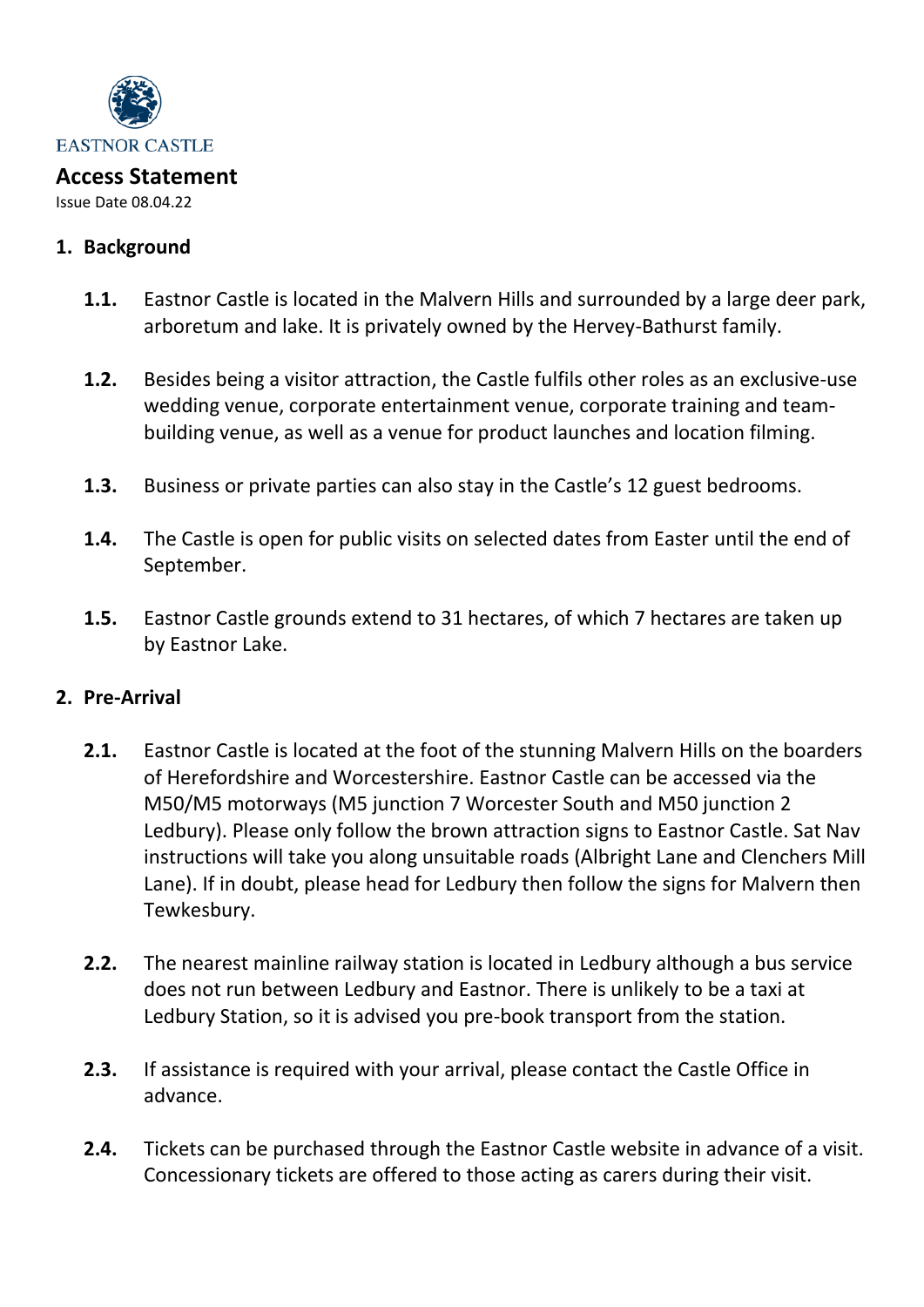EASTNOR CASTLE

# Access Statement

Issue Date 08.04.22

## 1. Background

**1.1.** Eastnor Castle is located in the Malvern Hills and surrounded by a large deer park, arboretum and lake. It is privately owned by the Hervey-Bathurst family.

**1.2.** Besides being a visitor attraction, the Castle fulfils other roles as an exclusive-use wedding venue, corporate entertainment venue, corporate training and team-building venue, as well as a venue for product launches and location filming.

**1.3.** Business or private parties can also stay in the Castle's 12 guest bedrooms.

**1.4.** The Castle is open for public visits on selected dates from Easter until the end of September.

**1.5.** Eastnor Castle grounds extend to 31 hectares, of which 7 hectares are taken up by Eastnor Lake.

## 2. Pre-Arrival

**2.1.** Eastnor Castle is located at the foot of the stunning Malvern Hills on the boarders of Herefordshire and Worcestershire. Eastnor Castle can be accessed via the M50/M5 motorways (M5 junction 7 Worcester South and M50 junction 2 Ledbury). Please only follow the brown attraction signs to Eastnor Castle. Sat Nav instructions will take you along unsuitable roads (Albright Lane and Clenchers Mill Lane). If in doubt, please head for Ledbury then follow the signs for Malvern then Tewkesbury.

**2.2.** The nearest mainline railway station is located in Ledbury although a bus service does not run between Ledbury and Eastnor. There is unlikely to be a taxi at Ledbury Station, so it is advised you pre-book transport from the station.

**2.3.** If assistance is required with your arrival, please contact the Castle Office in advance.

**2.4.** Tickets can be purchased through the Eastnor Castle website in advance of a visit. Concessionary tickets are offered to those acting as carers during their visit.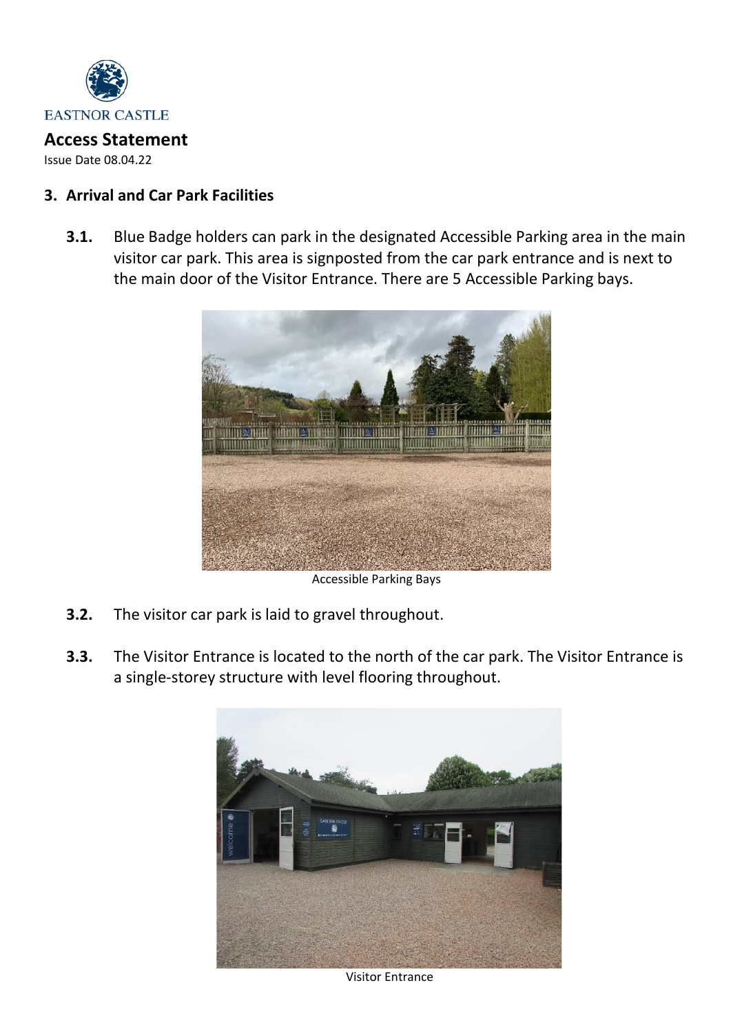EASTNOR CASTLE

**Access Statement**

Issue Date 08.04.22

## 3. Arrival and Car Park Facilities

**3.1.** Blue Badge holders can park in the designated Accessible Parking area in the main visitor car park. This area is signposted from the car park entrance and is next to the main door of the Visitor Entrance. There are 5 Accessible Parking bays.

Accessible Parking Bays

**3.2.** The visitor car park is laid to gravel throughout.

**3.3.** The Visitor Entrance is located to the north of the car park. The Visitor Entrance is a single-storey structure with level flooring throughout.

Visitor Entrance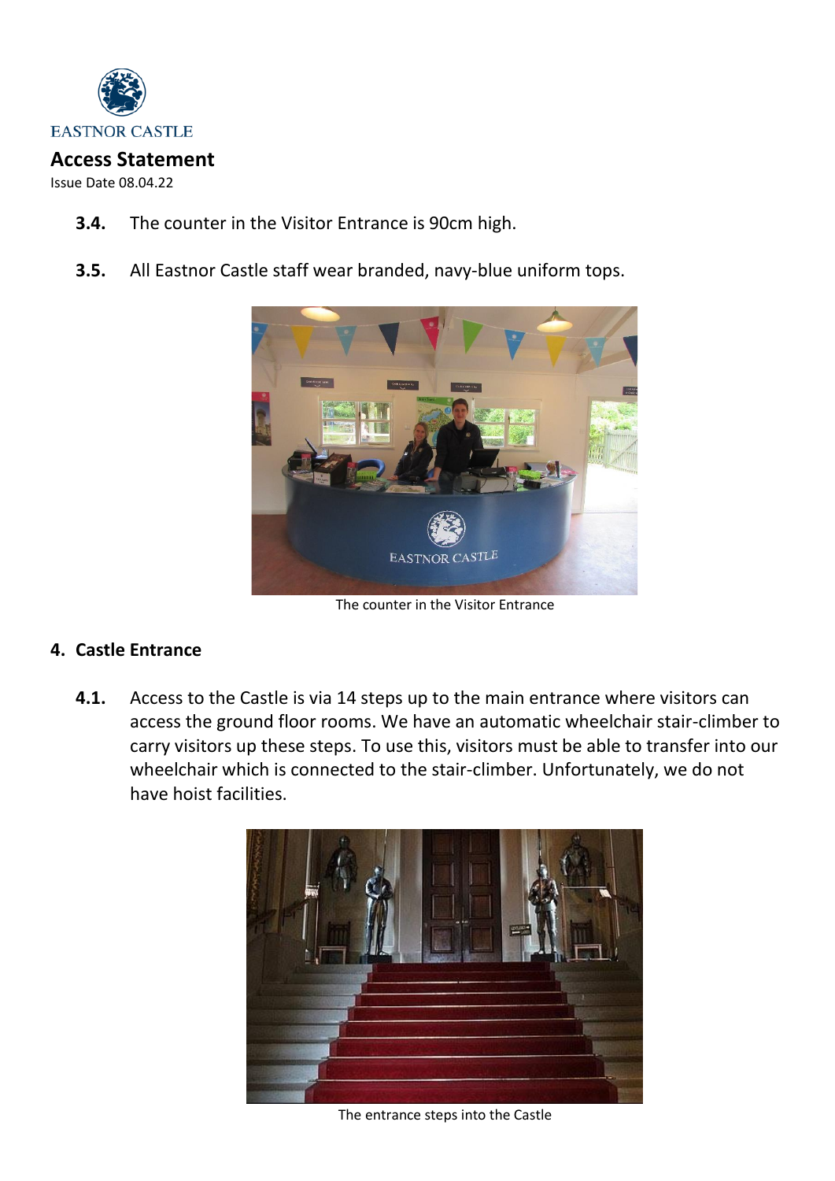3.4. The counter in the Visitor Entrance is 90cm high.

3.5. All Eastnor Castle staff wear branded, navy-blue uniform tops.

The counter in the Visitor Entrance

## 4. Castle Entrance

4.1. Access to the Castle is via 14 steps up to the main entrance where visitors can access the ground floor rooms. We have an automatic wheelchair stair-climber to carry visitors up these steps. To use this, visitors must be able to transfer into our wheelchair which is connected to the stair-climber. Unfortunately, we do not have hoist facilities.

The entrance steps into the Castle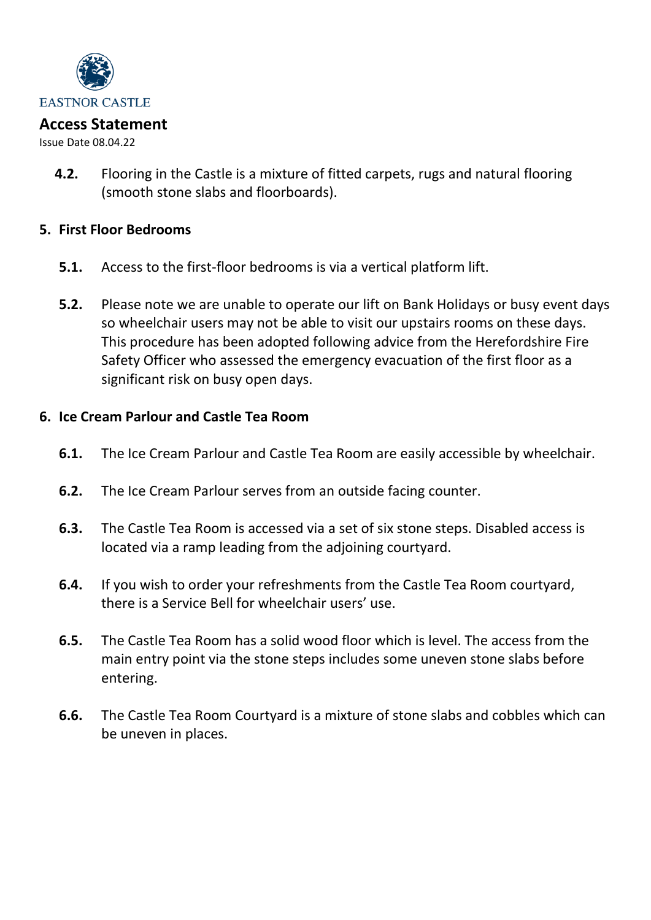**4.2.** Flooring in the Castle is a mixture of fitted carpets, rugs and natural flooring (smooth stone slabs and floorboards).

## 5. First Floor Bedrooms

**5.1.** Access to the first-floor bedrooms is via a vertical platform lift.

**5.2.** Please note we are unable to operate our lift on Bank Holidays or busy event days so wheelchair users may not be able to visit our upstairs rooms on these days. This procedure has been adopted following advice from the Herefordshire Fire Safety Officer who assessed the emergency evacuation of the first floor as a significant risk on busy open days.

## 6. Ice Cream Parlour and Castle Tea Room

**6.1.** The Ice Cream Parlour and Castle Tea Room are easily accessible by wheelchair.

**6.2.** The Ice Cream Parlour serves from an outside facing counter.

**6.3.** The Castle Tea Room is accessed via a set of six stone steps. Disabled access is located via a ramp leading from the adjoining courtyard.

**6.4.** If you wish to order your refreshments from the Castle Tea Room courtyard, there is a Service Bell for wheelchair users' use.

**6.5.** The Castle Tea Room has a solid wood floor which is level. The access from the main entry point via the stone steps includes some uneven stone slabs before entering.

**6.6.** The Castle Tea Room Courtyard is a mixture of stone slabs and cobbles which can be uneven in places.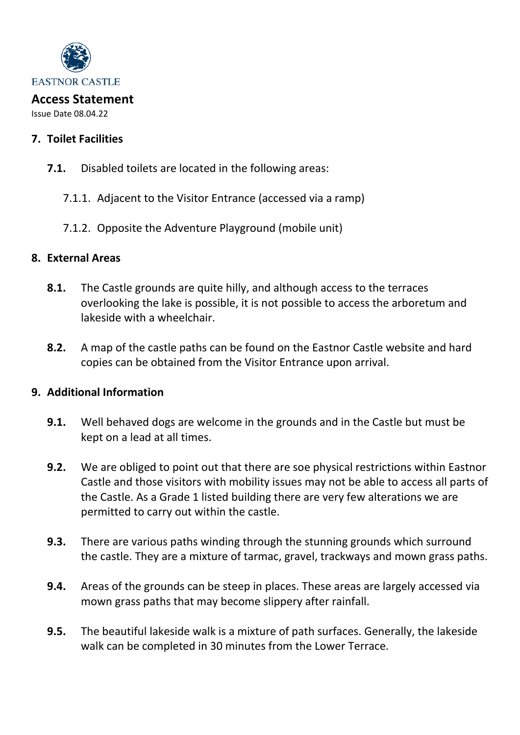EASTNOR CASTLE

**Access Statement**

Issue Date 08.04.22

## 7. Toilet Facilities

**7.1.** Disabled toilets are located in the following areas:

7.1.1. Adjacent to the Visitor Entrance (accessed via a ramp)

7.1.2. Opposite the Adventure Playground (mobile unit)

## 8. External Areas

**8.1.** The Castle grounds are quite hilly, and although access to the terraces overlooking the lake is possible, it is not possible to access the arboretum and lakeside with a wheelchair.

**8.2.** A map of the castle paths can be found on the Eastnor Castle website and hard copies can be obtained from the Visitor Entrance upon arrival.

## 9. Additional Information

**9.1.** Well behaved dogs are welcome in the grounds and in the Castle but must be kept on a lead at all times.

**9.2.** We are obliged to point out that there are soe physical restrictions within Eastnor Castle and those visitors with mobility issues may not be able to access all parts of the Castle. As a Grade 1 listed building there are very few alterations we are permitted to carry out within the castle.

**9.3.** There are various paths winding through the stunning grounds which surround the castle. They are a mixture of tarmac, gravel, trackways and mown grass paths.

**9.4.** Areas of the grounds can be steep in places. These areas are largely accessed via mown grass paths that may become slippery after rainfall.

**9.5.** The beautiful lakeside walk is a mixture of path surfaces. Generally, the lakeside walk can be completed in 30 minutes from the Lower Terrace.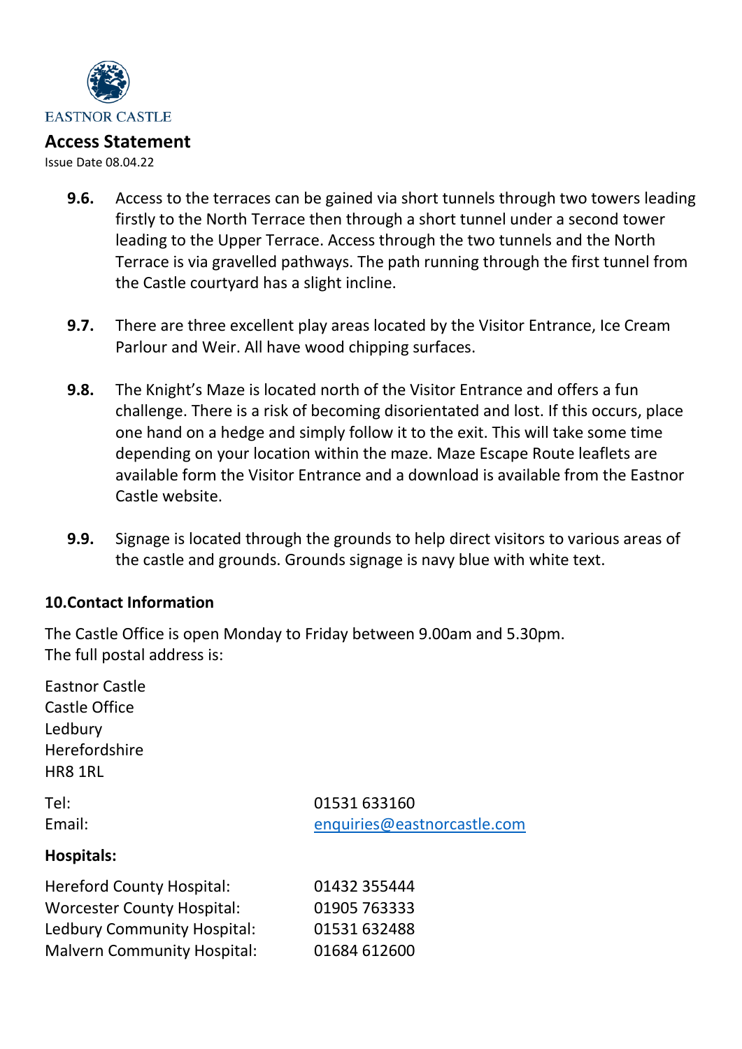**9.6.** Access to the terraces can be gained via short tunnels through two towers leading firstly to the North Terrace then through a short tunnel under a second tower leading to the Upper Terrace. Access through the two tunnels and the North Terrace is via gravelled pathways. The path running through the first tunnel from the Castle courtyard has a slight incline.

**9.7.** There are three excellent play areas located by the Visitor Entrance, Ice Cream Parlour and Weir. All have wood chipping surfaces.

**9.8.** The Knight's Maze is located north of the Visitor Entrance and offers a fun challenge. There is a risk of becoming disorientated and lost. If this occurs, place one hand on a hedge and simply follow it to the exit. This will take some time depending on your location within the maze. Maze Escape Route leaflets are available form the Visitor Entrance and a download is available from the Eastnor Castle website.

**9.9.** Signage is located through the grounds to help direct visitors to various areas of the castle and grounds. Grounds signage is navy blue with white text.

## 10. Contact Information

The Castle Office is open Monday to Friday between 9.00am and 5.30pm.
The full postal address is:

Eastnor Castle
Castle Office
Ledbury
Herefordshire
HR8 1RL

| | |
|---|---|
| Tel: | 01531 633160 |
| Email: | enquiries@eastnorcastle.com |

**Hospitals:**

| | |
|---|---|
| Hereford County Hospital: | 01432 355444 |
| Worcester County Hospital: | 01905 763333 |
| Ledbury Community Hospital: | 01531 632488 |
| Malvern Community Hospital: | 01684 612600 |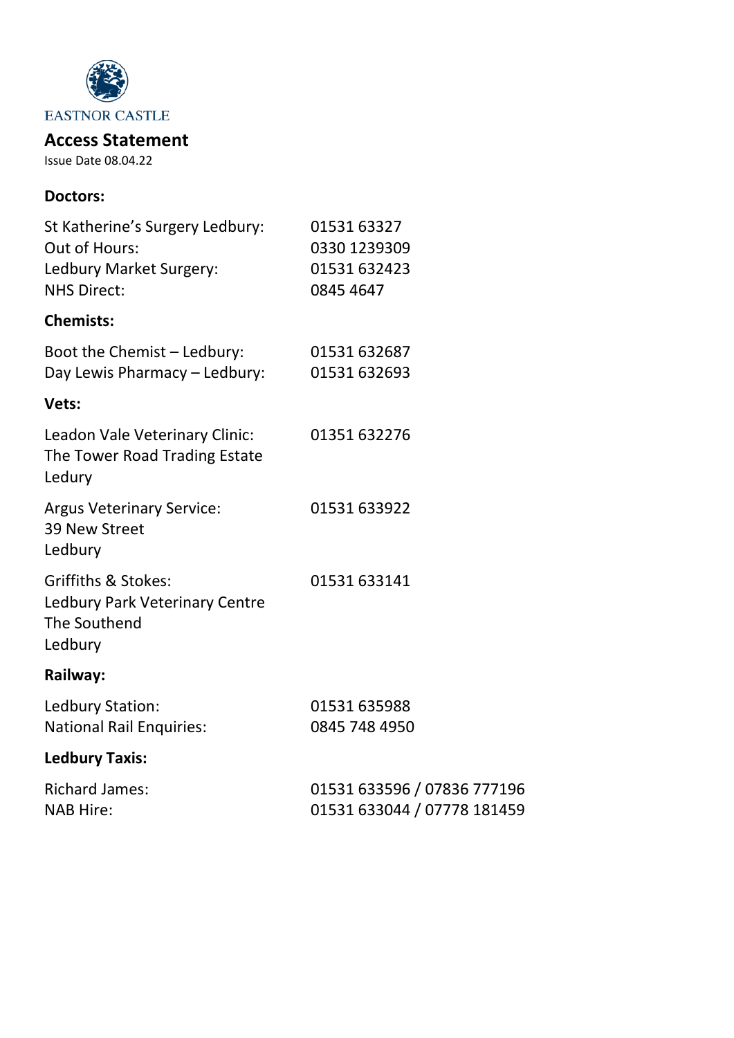EASTNOR CASTLE

## Access Statement

Issue Date 08.04.22

### Doctors:

| | |
|---|---|
| St Katherine's Surgery Ledbury: | 01531 63327 |
| Out of Hours: | 0330 1239309 |
| Ledbury Market Surgery: | 01531 632423 |
| NHS Direct: | 0845 4647 |

### Chemists:

| | |
|---|---|
| Boot the Chemist – Ledbury: | 01531 632687 |
| Day Lewis Pharmacy – Ledbury: | 01531 632693 |

### Vets:

| | |
|---|---|
| Leadon Vale Veterinary Clinic:<br>The Tower Road Trading Estate<br>Ledury | 01351 632276 |
| Argus Veterinary Service:<br>39 New Street<br>Ledbury | 01531 633922 |
| Griffiths & Stokes:<br>Ledbury Park Veterinary Centre<br>The Southend<br>Ledbury | 01531 633141 |

### Railway:

| | |
|---|---|
| Ledbury Station: | 01531 635988 |
| National Rail Enquiries: | 0845 748 4950 |

### Ledbury Taxis:

| | |
|---|---|
| Richard James: | 01531 633596 / 07836 777196 |
| NAB Hire: | 01531 633044 / 07778 181459 |